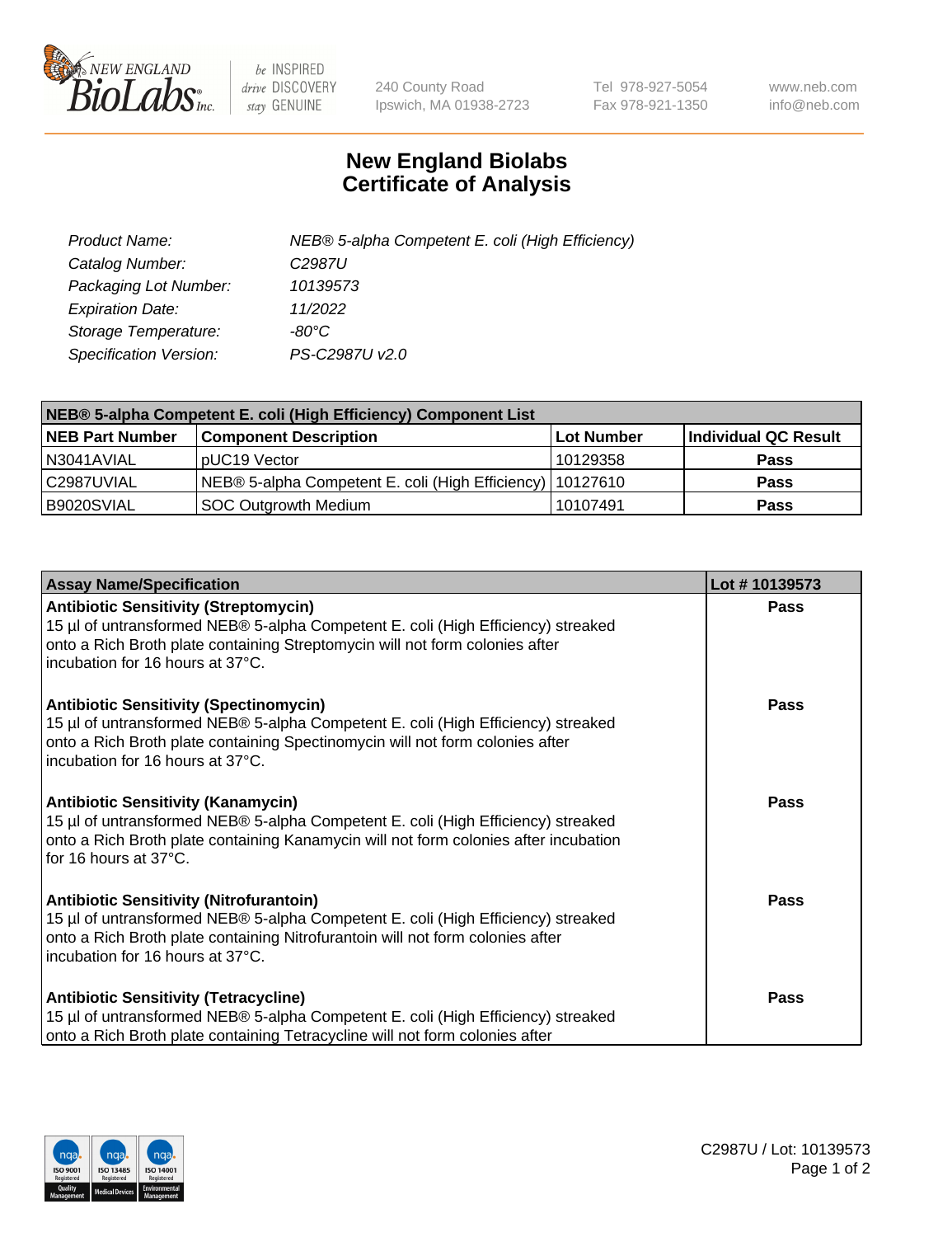NEW ENGLAND BioLabs Inc. — be INSPIRED drive DISCOVERY stay GENUINE

240 County Road
Ipswich, MA 01938-2723

Tel 978-927-5054
Fax 978-921-1350

www.neb.com
info@neb.com

# New England Biolabs
# Certificate of Analysis

| | |
|---|---|
| *Product Name:* | *NEB® 5-alpha Competent E. coli (High Efficiency)* |
| *Catalog Number:* | *C2987U* |
| *Packaging Lot Number:* | *10139573* |
| *Expiration Date:* | *11/2022* |
| *Storage Temperature:* | *-80°C* |
| *Specification Version:* | *PS-C2987U v2.0* |

| NEB® 5-alpha Competent E. coli (High Efficiency) Component List | | | |
|---|---|---|---|
| **NEB Part Number** | **Component Description** | **Lot Number** | **Individual QC Result** |
| N3041AVIAL | pUC19 Vector | 10129358 | **Pass** |
| C2987UVIAL | NEB® 5-alpha Competent E. coli (High Efficiency) | 10127610 | **Pass** |
| B9020SVIAL | SOC Outgrowth Medium | 10107491 | **Pass** |

| Assay Name/Specification | Lot # 10139573 |
|---|---|
| **Antibiotic Sensitivity (Streptomycin)**<br>15 µl of untransformed NEB® 5-alpha Competent E. coli (High Efficiency) streaked onto a Rich Broth plate containing Streptomycin will not form colonies after incubation for 16 hours at 37°C. | **Pass** |
| **Antibiotic Sensitivity (Spectinomycin)**<br>15 µl of untransformed NEB® 5-alpha Competent E. coli (High Efficiency) streaked onto a Rich Broth plate containing Spectinomycin will not form colonies after incubation for 16 hours at 37°C. | **Pass** |
| **Antibiotic Sensitivity (Kanamycin)**<br>15 µl of untransformed NEB® 5-alpha Competent E. coli (High Efficiency) streaked onto a Rich Broth plate containing Kanamycin will not form colonies after incubation for 16 hours at 37°C. | **Pass** |
| **Antibiotic Sensitivity (Nitrofurantoin)**<br>15 µl of untransformed NEB® 5-alpha Competent E. coli (High Efficiency) streaked onto a Rich Broth plate containing Nitrofurantoin will not form colonies after incubation for 16 hours at 37°C. | **Pass** |
| **Antibiotic Sensitivity (Tetracycline)**<br>15 µl of untransformed NEB® 5-alpha Competent E. coli (High Efficiency) streaked onto a Rich Broth plate containing Tetracycline will not form colonies after | **Pass** |

C2987U / Lot: 10139573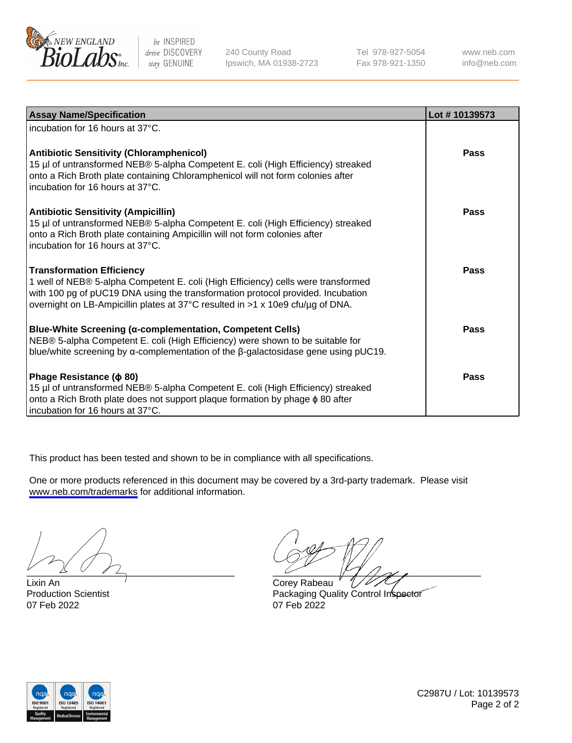| Assay Name/Specification | Lot # 10139573 |
|---|---|
| incubation for 16 hours at 37°C. | |
| **Antibiotic Sensitivity (Chloramphenicol)**<br>15 µl of untransformed NEB® 5-alpha Competent E. coli (High Efficiency) streaked onto a Rich Broth plate containing Chloramphenicol will not form colonies after incubation for 16 hours at 37°C. | Pass |
| **Antibiotic Sensitivity (Ampicillin)**<br>15 µl of untransformed NEB® 5-alpha Competent E. coli (High Efficiency) streaked onto a Rich Broth plate containing Ampicillin will not form colonies after incubation for 16 hours at 37°C. | Pass |
| **Transformation Efficiency**<br>1 well of NEB® 5-alpha Competent E. coli (High Efficiency) cells were transformed with 100 pg of pUC19 DNA using the transformation protocol provided. Incubation overnight on LB-Ampicillin plates at 37°C resulted in >1 x 10e9 cfu/µg of DNA. | Pass |
| **Blue-White Screening (α-complementation, Competent Cells)**<br>NEB® 5-alpha Competent E. coli (High Efficiency) were shown to be suitable for blue/white screening by α-complementation of the β-galactosidase gene using pUC19. | Pass |
| **Phage Resistance (ϕ 80)**<br>15 µl of untransformed NEB® 5-alpha Competent E. coli (High Efficiency) streaked onto a Rich Broth plate does not support plaque formation by phage ϕ 80 after incubation for 16 hours at 37°C. | Pass |

This product has been tested and shown to be in compliance with all specifications.

One or more products referenced in this document may be covered by a 3rd-party trademark. Please visit www.neb.com/trademarks for additional information.

Lixin An
Production Scientist
07 Feb 2022

Corey Rabeau
Packaging Quality Control Inspector
07 Feb 2022

C2987U / Lot: 10139573